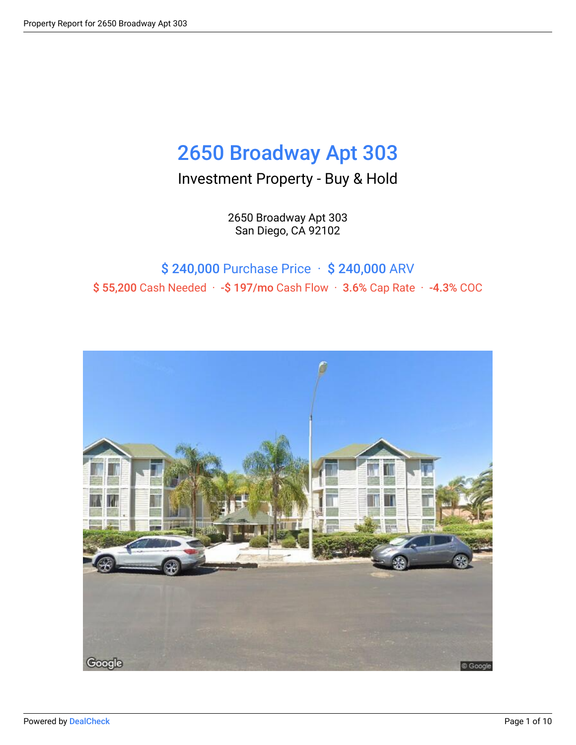# 2650 Broadway Apt 303

## Investment Property - Buy & Hold

2650 Broadway Apt 303
San Diego, CA 92102

$ 240,000 Purchase Price · $ 240,000 ARV

$ 55,200 Cash Needed · -$ 197/mo Cash Flow · 3.6% Cap Rate · -4.3% COC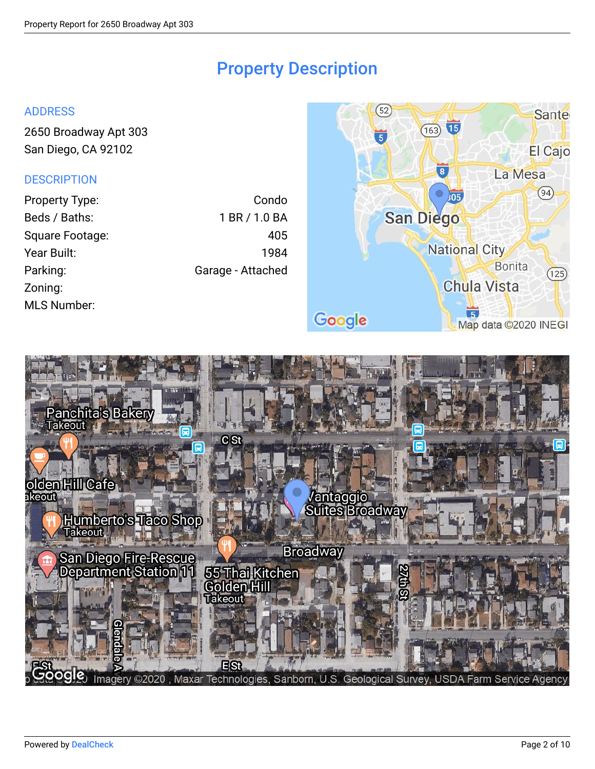# Property Description

## ADDRESS

2650 Broadway Apt 303
San Diego, CA 92102

## DESCRIPTION

| | |
|---|---|
| Property Type: | Condo |
| Beds / Baths: | 1 BR / 1.0 BA |
| Square Footage: | 405 |
| Year Built: | 1984 |
| Parking: | Garage - Attached |
| Zoning: | |
| MLS Number: | |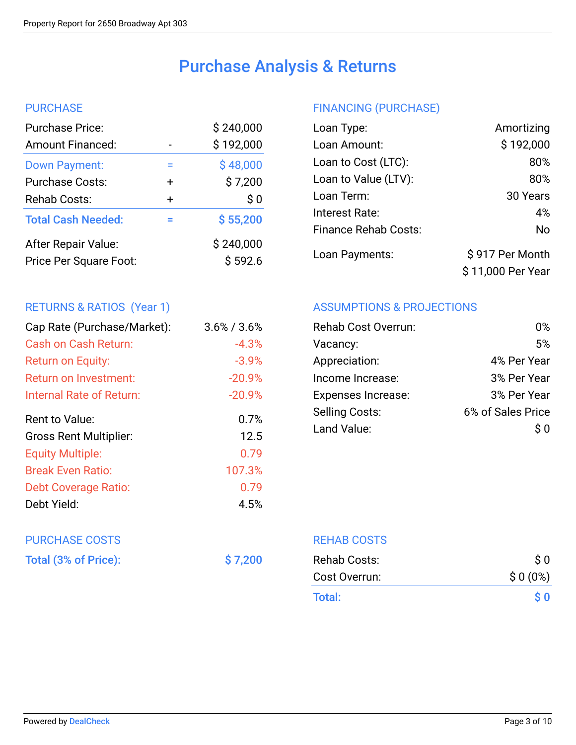# Purchase Analysis & Returns

## PURCHASE

| | | |
|---|---|---|
| Purchase Price: | | $ 240,000 |
| Amount Financed: | - | $ 192,000 |
| **Down Payment:** | = | **$ 48,000** |
| Purchase Costs: | + | $ 7,200 |
| Rehab Costs: | + | $ 0 |
| **Total Cash Needed:** | = | **$ 55,200** |
| After Repair Value: | | $ 240,000 |
| Price Per Square Foot: | | $ 592.6 |

## FINANCING (PURCHASE)

| | |
|---|---|
| Loan Type: | Amortizing |
| Loan Amount: | $ 192,000 |
| Loan to Cost (LTC): | 80% |
| Loan to Value (LTV): | 80% |
| Loan Term: | 30 Years |
| Interest Rate: | 4% |
| Finance Rehab Costs: | No |
| Loan Payments: | $ 917 Per Month<br>$ 11,000 Per Year |

## RETURNS & RATIOS (Year 1)

| | |
|---|---|
| Cap Rate (Purchase/Market): | 3.6% / 3.6% |
| Cash on Cash Return: | -4.3% |
| Return on Equity: | -3.9% |
| Return on Investment: | -20.9% |
| Internal Rate of Return: | -20.9% |
| Rent to Value: | 0.7% |
| Gross Rent Multiplier: | 12.5 |
| Equity Multiple: | 0.79 |
| Break Even Ratio: | 107.3% |
| Debt Coverage Ratio: | 0.79 |
| Debt Yield: | 4.5% |

## ASSUMPTIONS & PROJECTIONS

| | |
|---|---|
| Rehab Cost Overrun: | 0% |
| Vacancy: | 5% |
| Appreciation: | 4% Per Year |
| Income Increase: | 3% Per Year |
| Expenses Increase: | 3% Per Year |
| Selling Costs: | 6% of Sales Price |
| Land Value: | $ 0 |

## PURCHASE COSTS

| | |
|---|---|
| **Total (3% of Price):** | **$ 7,200** |

## REHAB COSTS

| | |
|---|---|
| Rehab Costs: | $ 0 |
| Cost Overrun: | $ 0 (0%) |
| **Total:** | **$ 0** |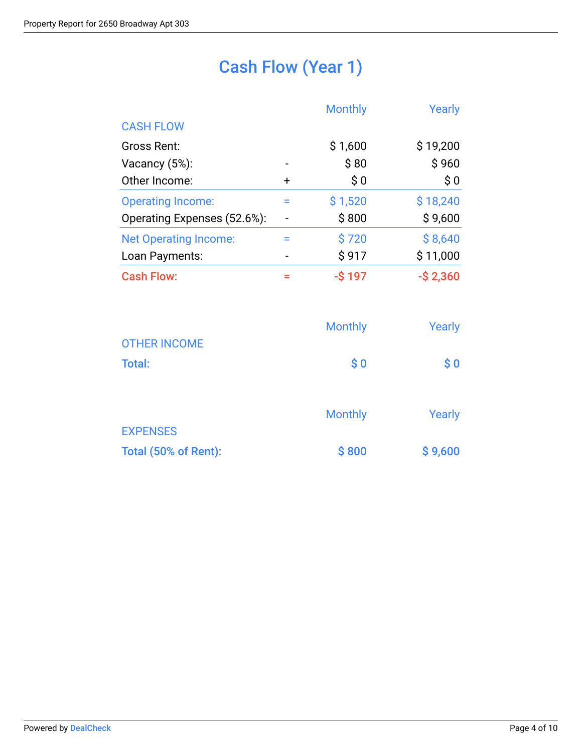# Cash Flow (Year 1)

| CASH FLOW | | Monthly | Yearly |
|---|---|---|---|
| Gross Rent: | | $ 1,600 | $ 19,200 |
| Vacancy (5%): | - | $ 80 | $ 960 |
| Other Income: | + | $ 0 | $ 0 |
| Operating Income: | = | $ 1,520 | $ 18,240 |
| Operating Expenses (52.6%): | - | $ 800 | $ 9,600 |
| Net Operating Income: | = | $ 720 | $ 8,640 |
| Loan Payments: | - | $ 917 | $ 11,000 |
| Cash Flow: | = | -$ 197 | -$ 2,360 |

| OTHER INCOME | Monthly | Yearly |
|---|---|---|
| **Total:** | **$ 0** | **$ 0** |

| EXPENSES | Monthly | Yearly |
|---|---|---|
| **Total (50% of Rent):** | **$ 800** | **$ 9,600** |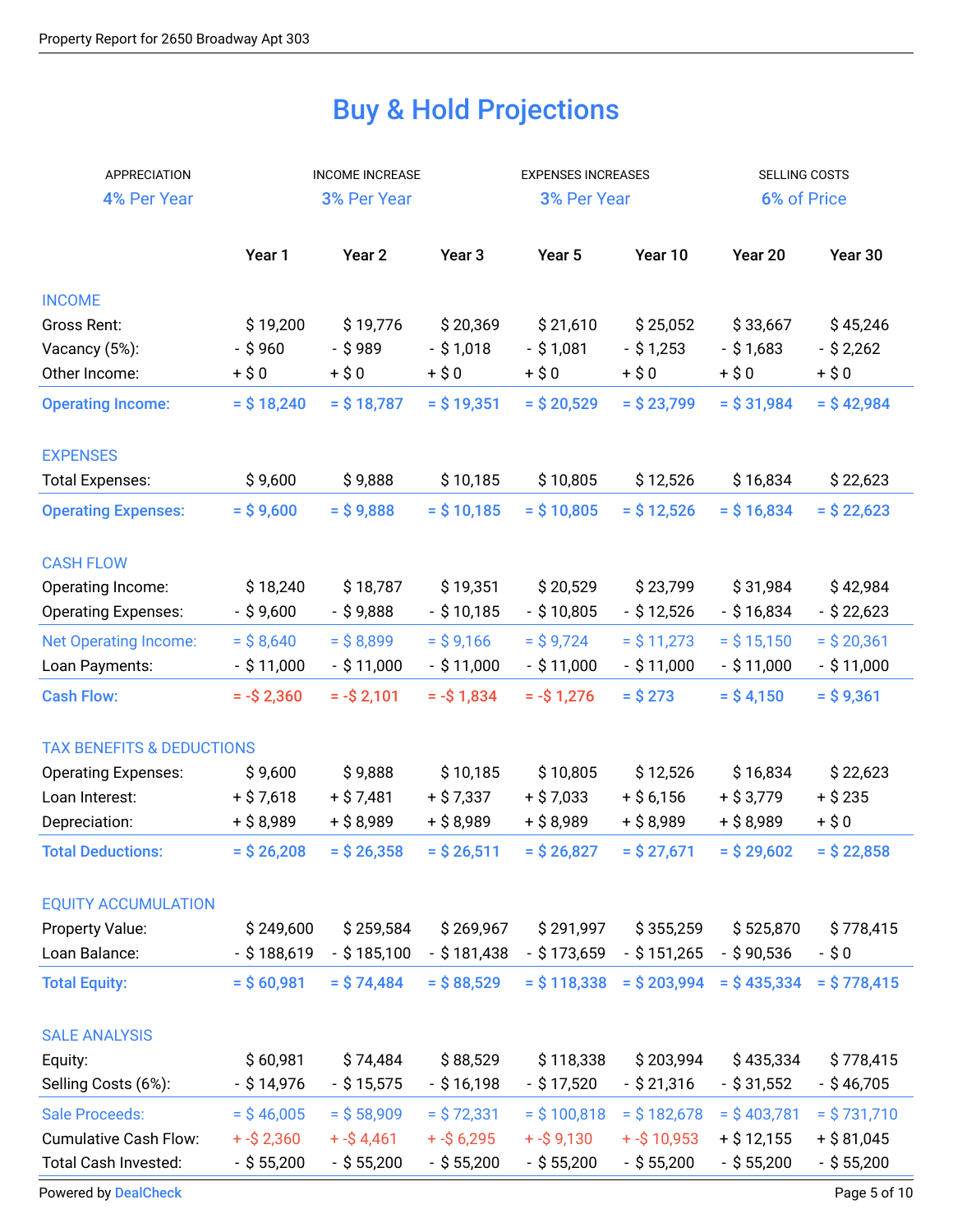# Buy & Hold Projections

| APPRECIATION | INCOME INCREASE | EXPENSES INCREASES | SELLING COSTS |
|---|---|---|---|
| 4% Per Year | 3% Per Year | 3% Per Year | 6% of Price |

| | Year 1 | Year 2 | Year 3 | Year 5 | Year 10 | Year 20 | Year 30 |
|---|---|---|---|---|---|---|---|
| **INCOME** | | | | | | | |
| Gross Rent: | $ 19,200 | $ 19,776 | $ 20,369 | $ 21,610 | $ 25,052 | $ 33,667 | $ 45,246 |
| Vacancy (5%): | - $ 960 | - $ 989 | - $ 1,018 | - $ 1,081 | - $ 1,253 | - $ 1,683 | - $ 2,262 |
| Other Income: | + $ 0 | + $ 0 | + $ 0 | + $ 0 | + $ 0 | + $ 0 | + $ 0 |
| **Operating Income:** | **= $ 18,240** | **= $ 18,787** | **= $ 19,351** | **= $ 20,529** | **= $ 23,799** | **= $ 31,984** | **= $ 42,984** |
| **EXPENSES** | | | | | | | |
| Total Expenses: | $ 9,600 | $ 9,888 | $ 10,185 | $ 10,805 | $ 12,526 | $ 16,834 | $ 22,623 |
| **Operating Expenses:** | **= $ 9,600** | **= $ 9,888** | **= $ 10,185** | **= $ 10,805** | **= $ 12,526** | **= $ 16,834** | **= $ 22,623** |
| **CASH FLOW** | | | | | | | |
| Operating Income: | $ 18,240 | $ 18,787 | $ 19,351 | $ 20,529 | $ 23,799 | $ 31,984 | $ 42,984 |
| Operating Expenses: | - $ 9,600 | - $ 9,888 | - $ 10,185 | - $ 10,805 | - $ 12,526 | - $ 16,834 | - $ 22,623 |
| Net Operating Income: | = $ 8,640 | = $ 8,899 | = $ 9,166 | = $ 9,724 | = $ 11,273 | = $ 15,150 | = $ 20,361 |
| Loan Payments: | - $ 11,000 | - $ 11,000 | - $ 11,000 | - $ 11,000 | - $ 11,000 | - $ 11,000 | - $ 11,000 |
| **Cash Flow:** | **= -$ 2,360** | **= -$ 2,101** | **= -$ 1,834** | **= -$ 1,276** | **= $ 273** | **= $ 4,150** | **= $ 9,361** |
| **TAX BENEFITS & DEDUCTIONS** | | | | | | | |
| Operating Expenses: | $ 9,600 | $ 9,888 | $ 10,185 | $ 10,805 | $ 12,526 | $ 16,834 | $ 22,623 |
| Loan Interest: | + $ 7,618 | + $ 7,481 | + $ 7,337 | + $ 7,033 | + $ 6,156 | + $ 3,779 | + $ 235 |
| Depreciation: | + $ 8,989 | + $ 8,989 | + $ 8,989 | + $ 8,989 | + $ 8,989 | + $ 8,989 | + $ 0 |
| **Total Deductions:** | **= $ 26,208** | **= $ 26,358** | **= $ 26,511** | **= $ 26,827** | **= $ 27,671** | **= $ 29,602** | **= $ 22,858** |
| **EQUITY ACCUMULATION** | | | | | | | |
| Property Value: | $ 249,600 | $ 259,584 | $ 269,967 | $ 291,997 | $ 355,259 | $ 525,870 | $ 778,415 |
| Loan Balance: | - $ 188,619 | - $ 185,100 | - $ 181,438 | - $ 173,659 | - $ 151,265 | - $ 90,536 | - $ 0 |
| **Total Equity:** | **= $ 60,981** | **= $ 74,484** | **= $ 88,529** | **= $ 118,338** | **= $ 203,994** | **= $ 435,334** | **= $ 778,415** |
| **SALE ANALYSIS** | | | | | | | |
| Equity: | $ 60,981 | $ 74,484 | $ 88,529 | $ 118,338 | $ 203,994 | $ 435,334 | $ 778,415 |
| Selling Costs (6%): | - $ 14,976 | - $ 15,575 | - $ 16,198 | - $ 17,520 | - $ 21,316 | - $ 31,552 | - $ 46,705 |
| Sale Proceeds: | = $ 46,005 | = $ 58,909 | = $ 72,331 | = $ 100,818 | = $ 182,678 | = $ 403,781 | = $ 731,710 |
| Cumulative Cash Flow: | + -$ 2,360 | + -$ 4,461 | + -$ 6,295 | + -$ 9,130 | + -$ 10,953 | + $ 12,155 | + $ 81,045 |
| Total Cash Invested: | - $ 55,200 | - $ 55,200 | - $ 55,200 | - $ 55,200 | - $ 55,200 | - $ 55,200 | - $ 55,200 |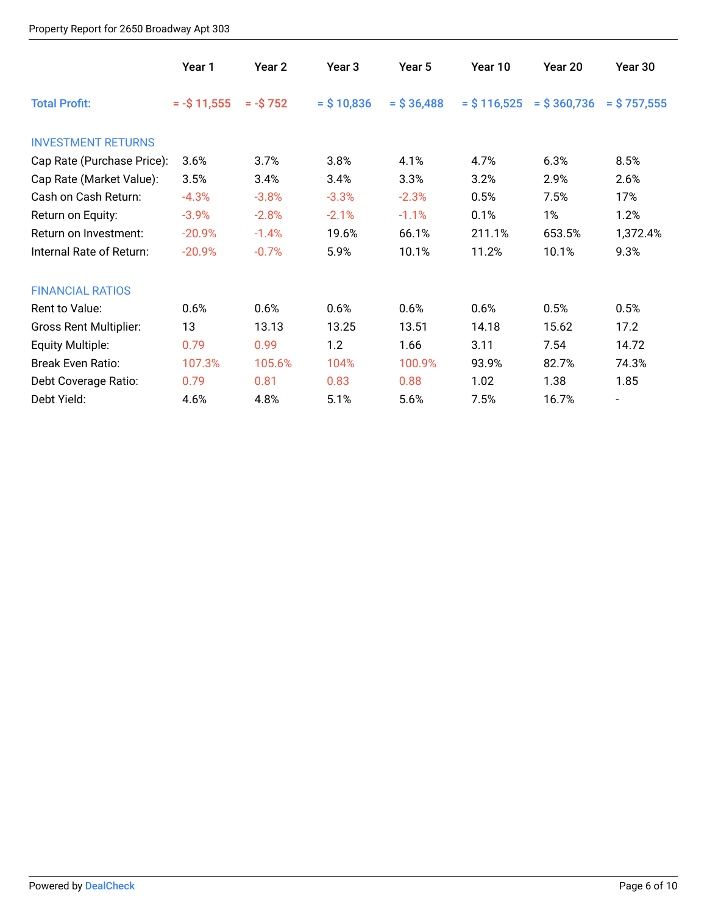| | Year 1 | Year 2 | Year 3 | Year 5 | Year 10 | Year 20 | Year 30 |
|---|---|---|---|---|---|---|---|
| **Total Profit:** | = -$ 11,555 | = -$ 752 | = $ 10,836 | = $ 36,488 | = $ 116,525 | = $ 360,736 | = $ 757,555 |
| INVESTMENT RETURNS | | | | | | | |
| Cap Rate (Purchase Price): | 3.6% | 3.7% | 3.8% | 4.1% | 4.7% | 6.3% | 8.5% |
| Cap Rate (Market Value): | 3.5% | 3.4% | 3.4% | 3.3% | 3.2% | 2.9% | 2.6% |
| Cash on Cash Return: | -4.3% | -3.8% | -3.3% | -2.3% | 0.5% | 7.5% | 17% |
| Return on Equity: | -3.9% | -2.8% | -2.1% | -1.1% | 0.1% | 1% | 1.2% |
| Return on Investment: | -20.9% | -1.4% | 19.6% | 66.1% | 211.1% | 653.5% | 1,372.4% |
| Internal Rate of Return: | -20.9% | -0.7% | 5.9% | 10.1% | 11.2% | 10.1% | 9.3% |
| FINANCIAL RATIOS | | | | | | | |
| Rent to Value: | 0.6% | 0.6% | 0.6% | 0.6% | 0.6% | 0.5% | 0.5% |
| Gross Rent Multiplier: | 13 | 13.13 | 13.25 | 13.51 | 14.18 | 15.62 | 17.2 |
| Equity Multiple: | 0.79 | 0.99 | 1.2 | 1.66 | 3.11 | 7.54 | 14.72 |
| Break Even Ratio: | 107.3% | 105.6% | 104% | 100.9% | 93.9% | 82.7% | 74.3% |
| Debt Coverage Ratio: | 0.79 | 0.81 | 0.83 | 0.88 | 1.02 | 1.38 | 1.85 |
| Debt Yield: | 4.6% | 4.8% | 5.1% | 5.6% | 7.5% | 16.7% | - |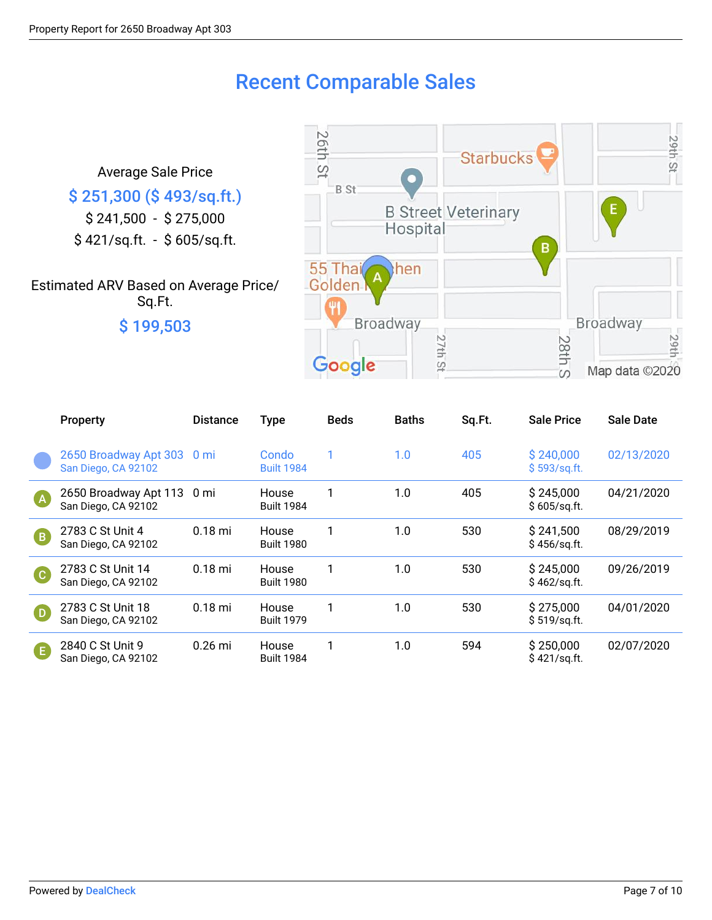# Recent Comparable Sales

Average Sale Price

**$ 251,300 ($ 493/sq.ft.)**

$ 241,500 - $ 275,000

$ 421/sq.ft. - $ 605/sq.ft.

Estimated ARV Based on Average Price/ Sq.Ft.

**$ 199,503**

| | Property | Distance | Type | Beds | Baths | Sq.Ft. | Sale Price | Sale Date |
|---|---|---|---|---|---|---|---|---|
| | 2650 Broadway Apt 303<br>San Diego, CA 92102 | 0 mi | Condo<br>Built 1984 | 1 | 1.0 | 405 | $ 240,000<br>$ 593/sq.ft. | 02/13/2020 |
| A | 2650 Broadway Apt 113<br>San Diego, CA 92102 | 0 mi | House<br>Built 1984 | 1 | 1.0 | 405 | $ 245,000<br>$ 605/sq.ft. | 04/21/2020 |
| B | 2783 C St Unit 4<br>San Diego, CA 92102 | 0.18 mi | House<br>Built 1980 | 1 | 1.0 | 530 | $ 241,500<br>$ 456/sq.ft. | 08/29/2019 |
| C | 2783 C St Unit 14<br>San Diego, CA 92102 | 0.18 mi | House<br>Built 1980 | 1 | 1.0 | 530 | $ 245,000<br>$ 462/sq.ft. | 09/26/2019 |
| D | 2783 C St Unit 18<br>San Diego, CA 92102 | 0.18 mi | House<br>Built 1979 | 1 | 1.0 | 530 | $ 275,000<br>$ 519/sq.ft. | 04/01/2020 |
| E | 2840 C St Unit 9<br>San Diego, CA 92102 | 0.26 mi | House<br>Built 1984 | 1 | 1.0 | 594 | $ 250,000<br>$ 421/sq.ft. | 02/07/2020 |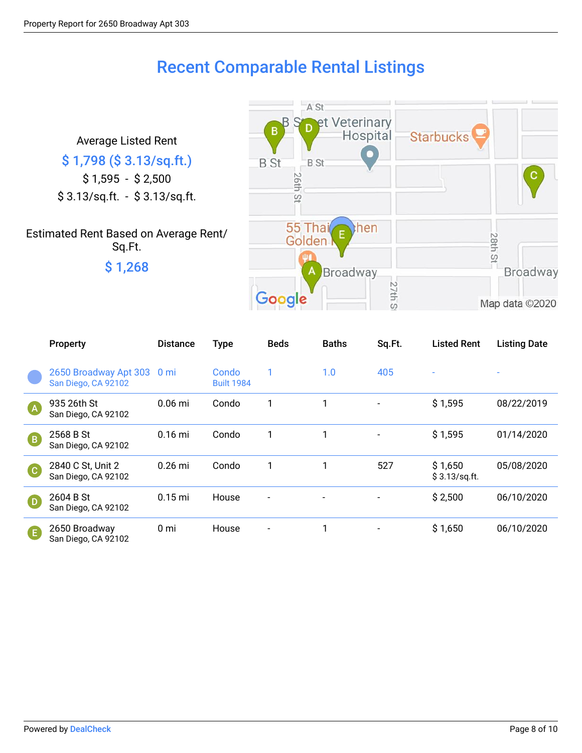# Recent Comparable Rental Listings

Average Listed Rent

**$ 1,798 ($ 3.13/sq.ft.)**

$ 1,595 - $ 2,500

$ 3.13/sq.ft. - $ 3.13/sq.ft.

Estimated Rent Based on Average Rent/Sq.Ft.

**$ 1,268**

| | Property | Distance | Type | Beds | Baths | Sq.Ft. | Listed Rent | Listing Date |
|---|---|---|---|---|---|---|---|---|
| | 2650 Broadway Apt 303<br>San Diego, CA 92102 | 0 mi | Condo<br>Built 1984 | 1 | 1.0 | 405 | - | - |
| A | 935 26th St<br>San Diego, CA 92102 | 0.06 mi | Condo | 1 | 1 | - | $ 1,595 | 08/22/2019 |
| B | 2568 B St<br>San Diego, CA 92102 | 0.16 mi | Condo | 1 | 1 | - | $ 1,595 | 01/14/2020 |
| C | 2840 C St, Unit 2<br>San Diego, CA 92102 | 0.26 mi | Condo | 1 | 1 | 527 | $ 1,650<br>$ 3.13/sq.ft. | 05/08/2020 |
| D | 2604 B St<br>San Diego, CA 92102 | 0.15 mi | House | - | - | - | $ 2,500 | 06/10/2020 |
| E | 2650 Broadway<br>San Diego, CA 92102 | 0 mi | House | - | 1 | - | $ 1,650 | 06/10/2020 |

Powered by DealCheck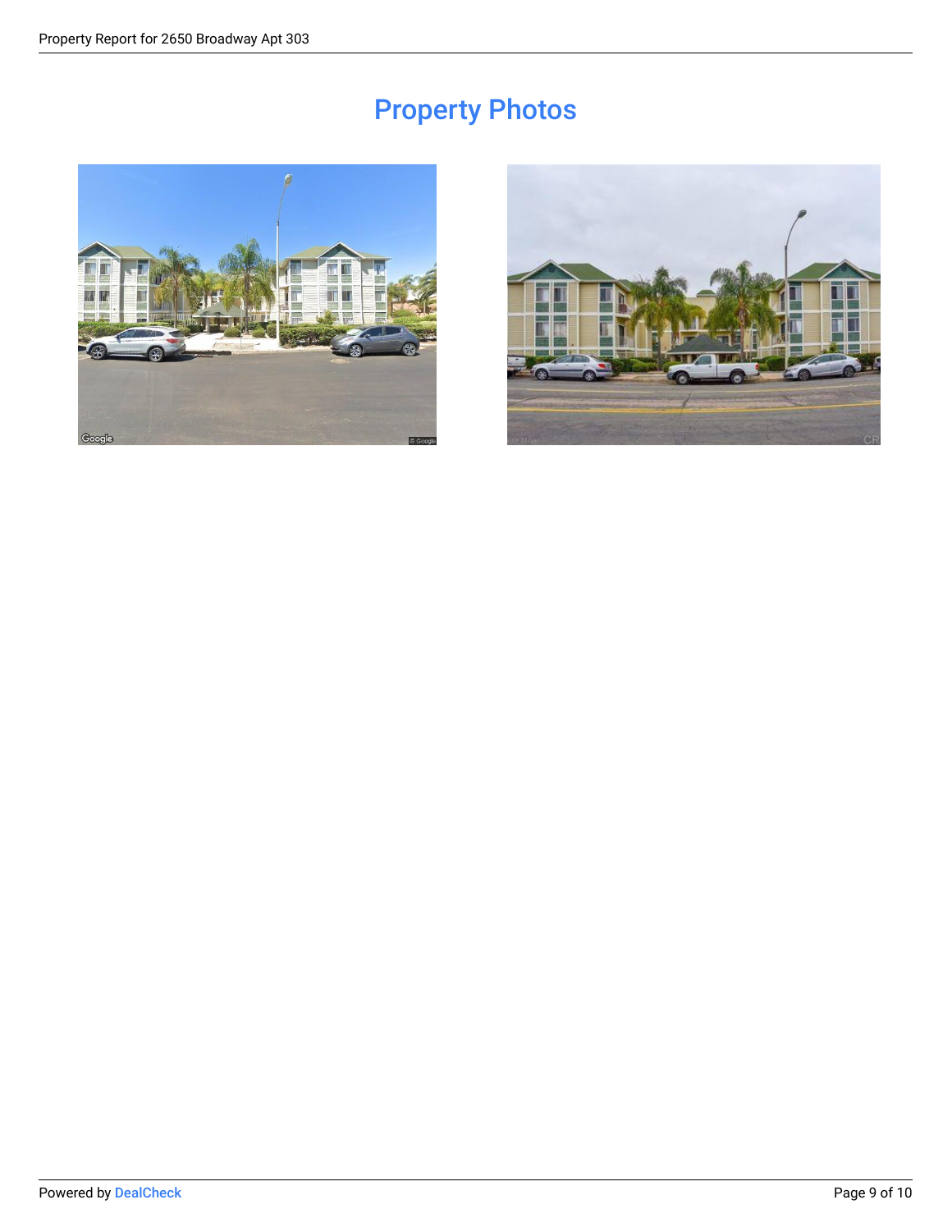# Property Photos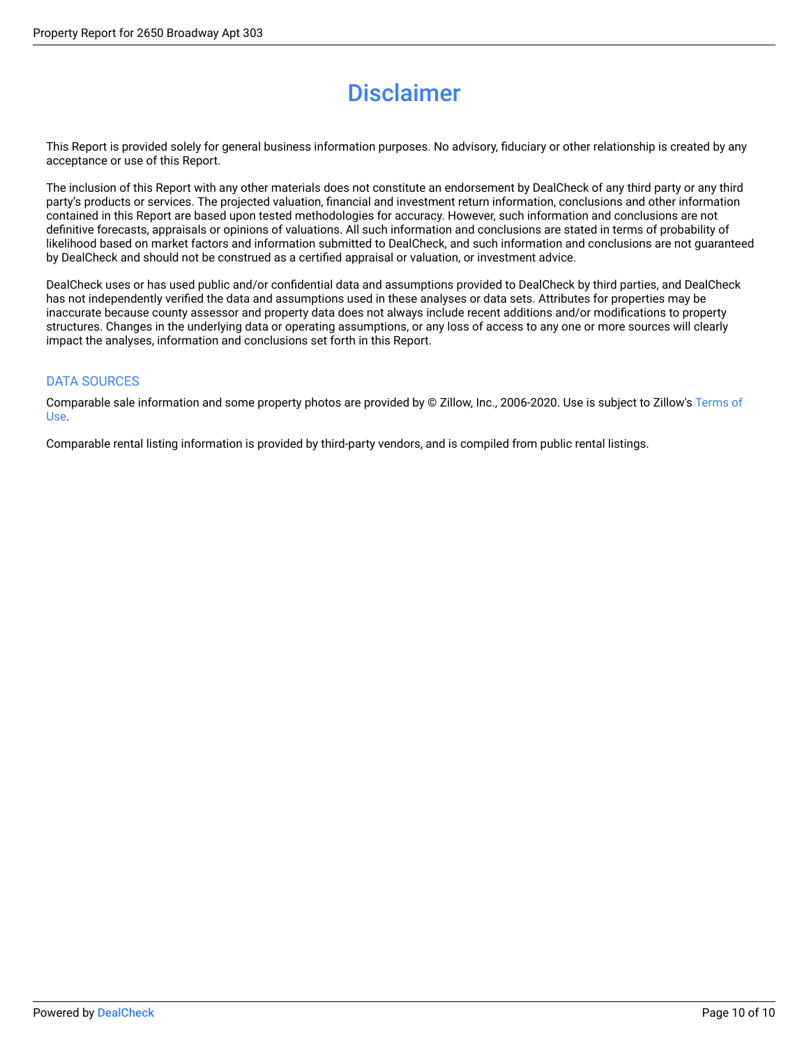# Disclaimer

This Report is provided solely for general business information purposes. No advisory, fiduciary or other relationship is created by any acceptance or use of this Report.

The inclusion of this Report with any other materials does not constitute an endorsement by DealCheck of any third party or any third party's products or services. The projected valuation, financial and investment return information, conclusions and other information contained in this Report are based upon tested methodologies for accuracy. However, such information and conclusions are not definitive forecasts, appraisals or opinions of valuations. All such information and conclusions are stated in terms of probability of likelihood based on market factors and information submitted to DealCheck, and such information and conclusions are not guaranteed by DealCheck and should not be construed as a certified appraisal or valuation, or investment advice.

DealCheck uses or has used public and/or confidential data and assumptions provided to DealCheck by third parties, and DealCheck has not independently verified the data and assumptions used in these analyses or data sets. Attributes for properties may be inaccurate because county assessor and property data does not always include recent additions and/or modifications to property structures. Changes in the underlying data or operating assumptions, or any loss of access to any one or more sources will clearly impact the analyses, information and conclusions set forth in this Report.

## DATA SOURCES

Comparable sale information and some property photos are provided by © Zillow, Inc., 2006-2020. Use is subject to Zillow's Terms of Use.

Comparable rental listing information is provided by third-party vendors, and is compiled from public rental listings.